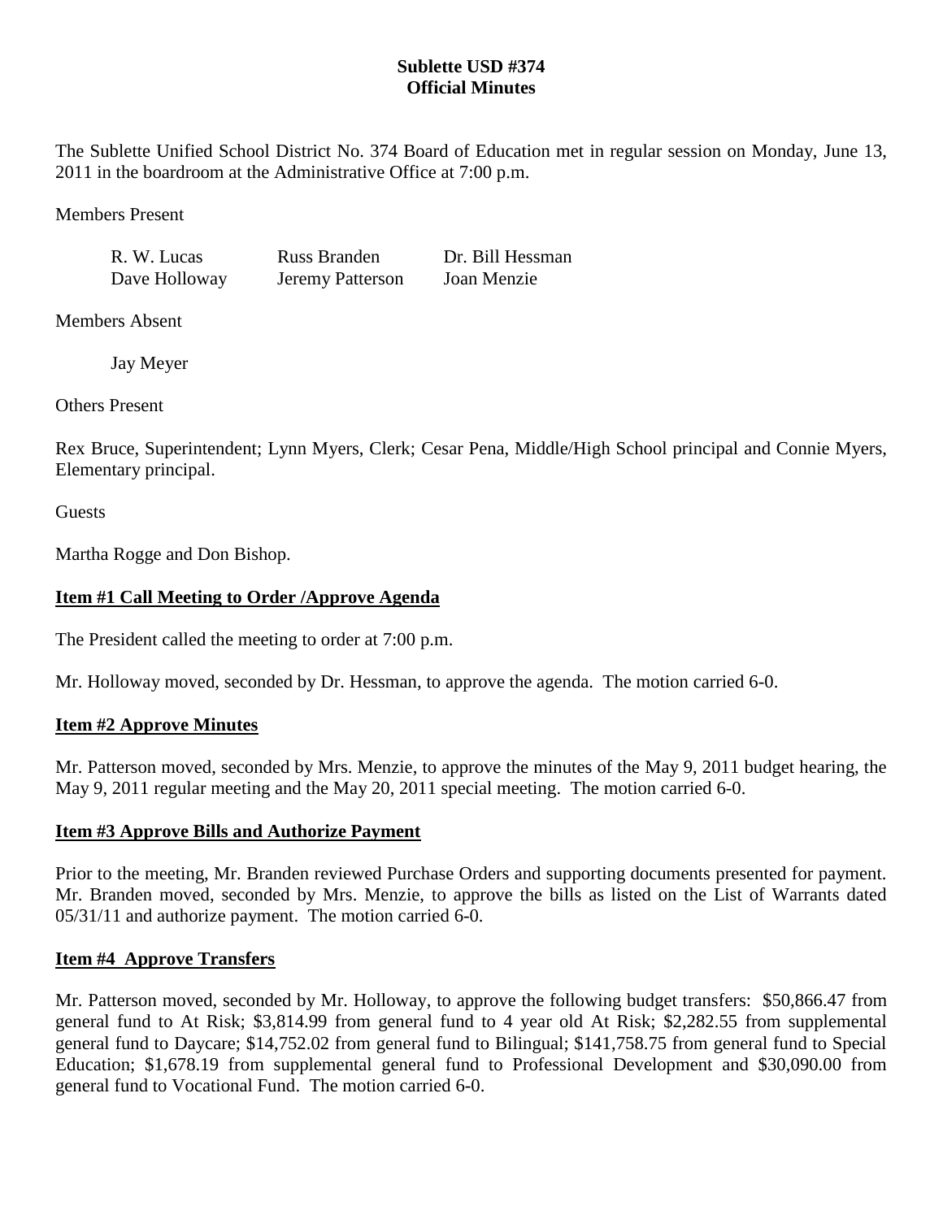**Sublette USD #374**
**Official Minutes**

The Sublette Unified School District No. 374 Board of Education met in regular session on Monday, June 13, 2011 in the boardroom at the Administrative Office at 7:00 p.m.

Members Present

| | | |
|---|---|---|
| R. W. Lucas | Russ Branden | Dr. Bill Hessman |
| Dave Holloway | Jeremy Patterson | Joan Menzie |

Members Absent

Jay Meyer

Others Present

Rex Bruce, Superintendent; Lynn Myers, Clerk; Cesar Pena, Middle/High School principal and Connie Myers, Elementary principal.

Guests

Martha Rogge and Don Bishop.

**Item #1 Call Meeting to Order /Approve Agenda**

The President called the meeting to order at 7:00 p.m.

Mr. Holloway moved, seconded by Dr. Hessman, to approve the agenda. The motion carried 6-0.

**Item #2 Approve Minutes**

Mr. Patterson moved, seconded by Mrs. Menzie, to approve the minutes of the May 9, 2011 budget hearing, the May 9, 2011 regular meeting and the May 20, 2011 special meeting. The motion carried 6-0.

**Item #3 Approve Bills and Authorize Payment**

Prior to the meeting, Mr. Branden reviewed Purchase Orders and supporting documents presented for payment. Mr. Branden moved, seconded by Mrs. Menzie, to approve the bills as listed on the List of Warrants dated 05/31/11 and authorize payment. The motion carried 6-0.

**Item #4 Approve Transfers**

Mr. Patterson moved, seconded by Mr. Holloway, to approve the following budget transfers: $50,866.47 from general fund to At Risk; $3,814.99 from general fund to 4 year old At Risk; $2,282.55 from supplemental general fund to Daycare; $14,752.02 from general fund to Bilingual; $141,758.75 from general fund to Special Education; $1,678.19 from supplemental general fund to Professional Development and $30,090.00 from general fund to Vocational Fund. The motion carried 6-0.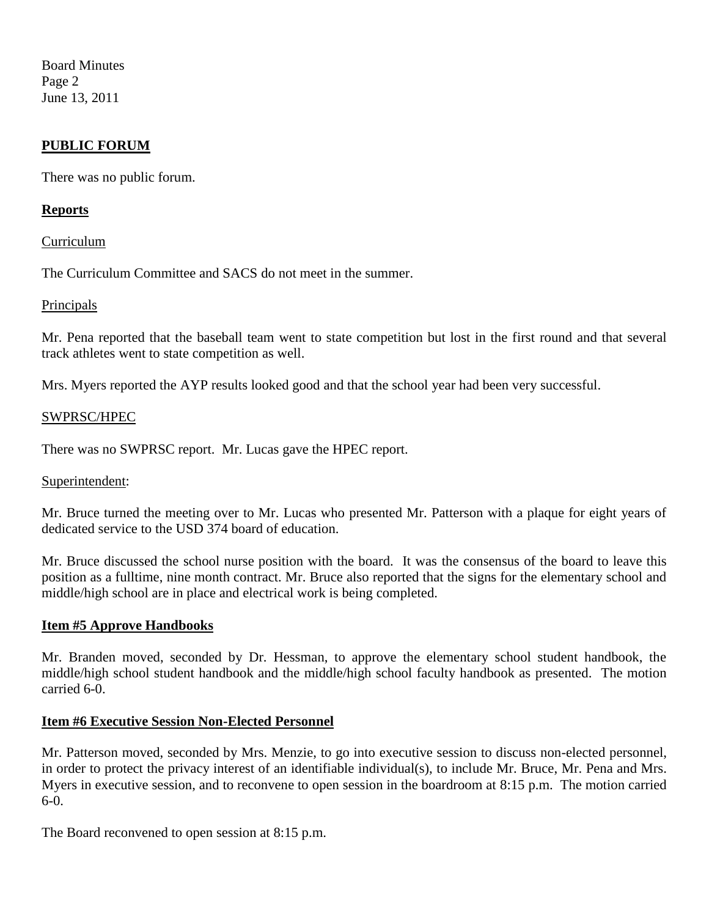## PUBLIC FORUM

There was no public forum.

## Reports

Curriculum

The Curriculum Committee and SACS do not meet in the summer.

Principals

Mr. Pena reported that the baseball team went to state competition but lost in the first round and that several track athletes went to state competition as well.

Mrs. Myers reported the AYP results looked good and that the school year had been very successful.

SWPRSC/HPEC

There was no SWPRSC report. Mr. Lucas gave the HPEC report.

Superintendent:

Mr. Bruce turned the meeting over to Mr. Lucas who presented Mr. Patterson with a plaque for eight years of dedicated service to the USD 374 board of education.

Mr. Bruce discussed the school nurse position with the board. It was the consensus of the board to leave this position as a fulltime, nine month contract. Mr. Bruce also reported that the signs for the elementary school and middle/high school are in place and electrical work is being completed.

## Item #5 Approve Handbooks

Mr. Branden moved, seconded by Dr. Hessman, to approve the elementary school student handbook, the middle/high school student handbook and the middle/high school faculty handbook as presented. The motion carried 6-0.

## Item #6 Executive Session Non-Elected Personnel

Mr. Patterson moved, seconded by Mrs. Menzie, to go into executive session to discuss non-elected personnel, in order to protect the privacy interest of an identifiable individual(s), to include Mr. Bruce, Mr. Pena and Mrs. Myers in executive session, and to reconvene to open session in the boardroom at 8:15 p.m. The motion carried 6-0.

The Board reconvened to open session at 8:15 p.m.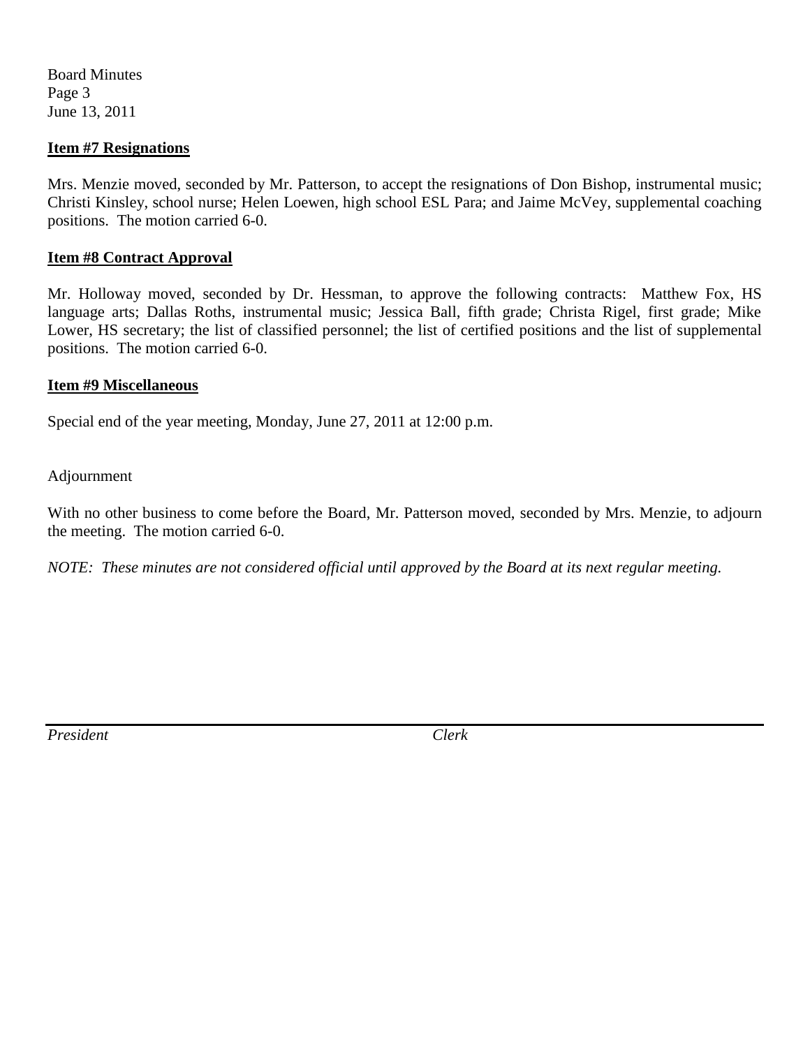**Item #7 Resignations**

Mrs. Menzie moved, seconded by Mr. Patterson, to accept the resignations of Don Bishop, instrumental music; Christi Kinsley, school nurse; Helen Loewen, high school ESL Para; and Jaime McVey, supplemental coaching positions. The motion carried 6-0.

**Item #8 Contract Approval**

Mr. Holloway moved, seconded by Dr. Hessman, to approve the following contracts: Matthew Fox, HS language arts; Dallas Roths, instrumental music; Jessica Ball, fifth grade; Christa Rigel, first grade; Mike Lower, HS secretary; the list of classified personnel; the list of certified positions and the list of supplemental positions. The motion carried 6-0.

**Item #9 Miscellaneous**

Special end of the year meeting, Monday, June 27, 2011 at 12:00 p.m.

Adjournment

With no other business to come before the Board, Mr. Patterson moved, seconded by Mrs. Menzie, to adjourn the meeting. The motion carried 6-0.

*NOTE: These minutes are not considered official until approved by the Board at its next regular meeting.*

*President* *Clerk*